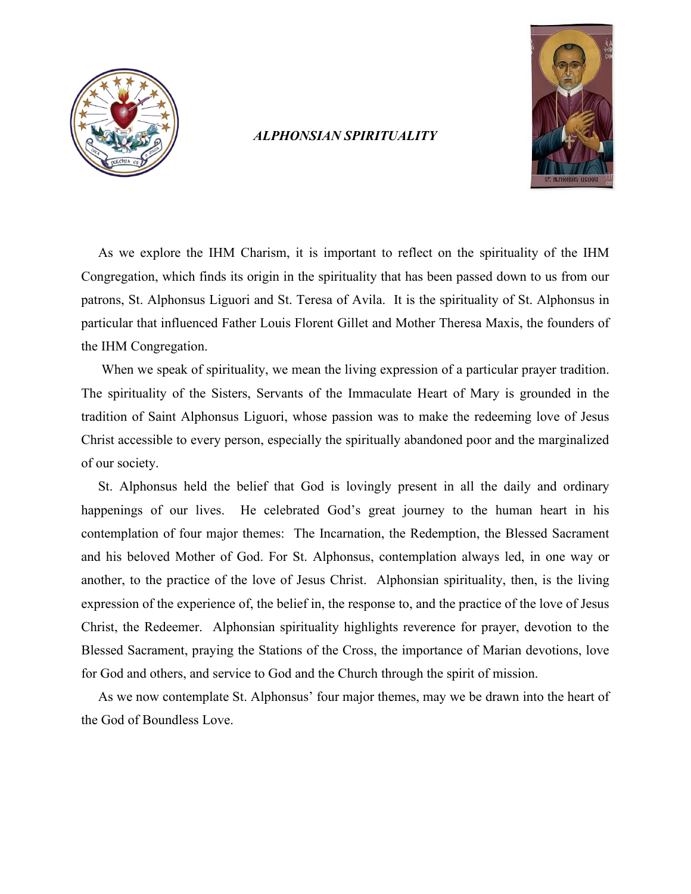# *ALPHONSIAN SPIRITUALITY*

As we explore the IHM Charism, it is important to reflect on the spirituality of the IHM Congregation, which finds its origin in the spirituality that has been passed down to us from our patrons, St. Alphonsus Liguori and St. Teresa of Avila. It is the spirituality of St. Alphonsus in particular that influenced Father Louis Florent Gillet and Mother Theresa Maxis, the founders of the IHM Congregation.

When we speak of spirituality, we mean the living expression of a particular prayer tradition. The spirituality of the Sisters, Servants of the Immaculate Heart of Mary is grounded in the tradition of Saint Alphonsus Liguori, whose passion was to make the redeeming love of Jesus Christ accessible to every person, especially the spiritually abandoned poor and the marginalized of our society.

St. Alphonsus held the belief that God is lovingly present in all the daily and ordinary happenings of our lives. He celebrated God's great journey to the human heart in his contemplation of four major themes: The Incarnation, the Redemption, the Blessed Sacrament and his beloved Mother of God. For St. Alphonsus, contemplation always led, in one way or another, to the practice of the love of Jesus Christ. Alphonsian spirituality, then, is the living expression of the experience of, the belief in, the response to, and the practice of the love of Jesus Christ, the Redeemer. Alphonsian spirituality highlights reverence for prayer, devotion to the Blessed Sacrament, praying the Stations of the Cross, the importance of Marian devotions, love for God and others, and service to God and the Church through the spirit of mission.

As we now contemplate St. Alphonsus' four major themes, may we be drawn into the heart of the God of Boundless Love.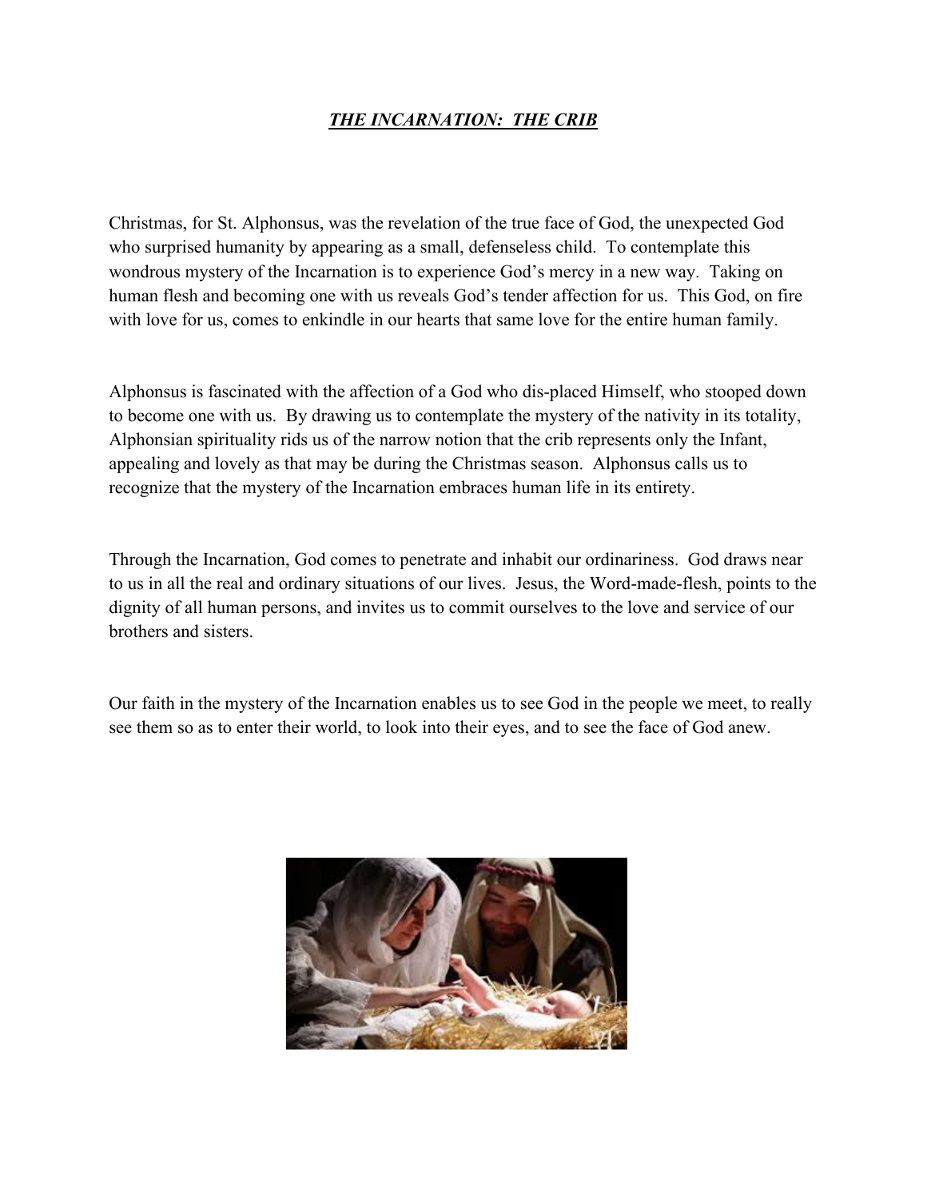***<u>THE INCARNATION: THE CRIB</u>***

Christmas, for St. Alphonsus, was the revelation of the true face of God, the unexpected God who surprised humanity by appearing as a small, defenseless child. To contemplate this wondrous mystery of the Incarnation is to experience God's mercy in a new way. Taking on human flesh and becoming one with us reveals God's tender affection for us. This God, on fire with love for us, comes to enkindle in our hearts that same love for the entire human family.

Alphonsus is fascinated with the affection of a God who dis-placed Himself, who stooped down to become one with us. By drawing us to contemplate the mystery of the nativity in its totality, Alphonsian spirituality rids us of the narrow notion that the crib represents only the Infant, appealing and lovely as that may be during the Christmas season. Alphonsus calls us to recognize that the mystery of the Incarnation embraces human life in its entirety.

Through the Incarnation, God comes to penetrate and inhabit our ordinariness. God draws near to us in all the real and ordinary situations of our lives. Jesus, the Word-made-flesh, points to the dignity of all human persons, and invites us to commit ourselves to the love and service of our brothers and sisters.

Our faith in the mystery of the Incarnation enables us to see God in the people we meet, to really see them so as to enter their world, to look into their eyes, and to see the face of God anew.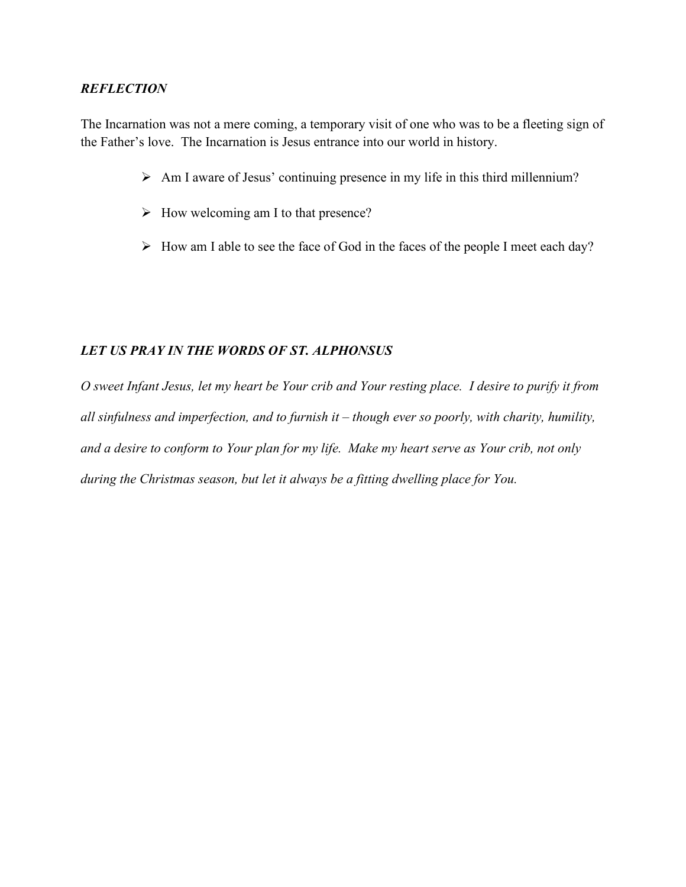## *REFLECTION*

The Incarnation was not a mere coming, a temporary visit of one who was to be a fleeting sign of the Father's love. The Incarnation is Jesus entrance into our world in history.

- Am I aware of Jesus' continuing presence in my life in this third millennium?
- How welcoming am I to that presence?
- How am I able to see the face of God in the faces of the people I meet each day?

## *LET US PRAY IN THE WORDS OF ST. ALPHONSUS*

*O sweet Infant Jesus, let my heart be Your crib and Your resting place. I desire to purify it from all sinfulness and imperfection, and to furnish it – though ever so poorly, with charity, humility, and a desire to conform to Your plan for my life. Make my heart serve as Your crib, not only during the Christmas season, but let it always be a fitting dwelling place for You.*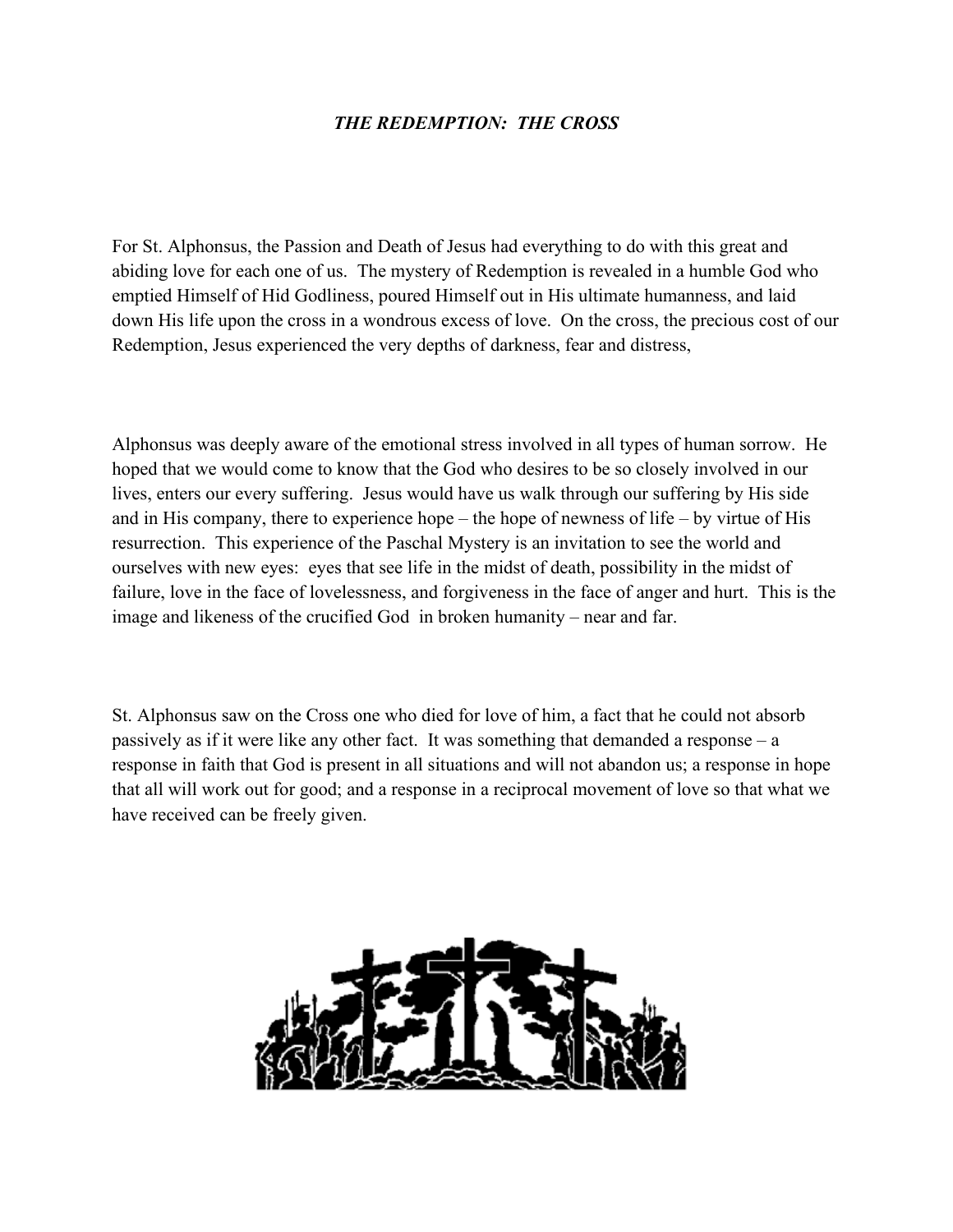***THE REDEMPTION: THE CROSS***

For St. Alphonsus, the Passion and Death of Jesus had everything to do with this great and abiding love for each one of us. The mystery of Redemption is revealed in a humble God who emptied Himself of Hid Godliness, poured Himself out in His ultimate humanness, and laid down His life upon the cross in a wondrous excess of love. On the cross, the precious cost of our Redemption, Jesus experienced the very depths of darkness, fear and distress,

Alphonsus was deeply aware of the emotional stress involved in all types of human sorrow. He hoped that we would come to know that the God who desires to be so closely involved in our lives, enters our every suffering. Jesus would have us walk through our suffering by His side and in His company, there to experience hope – the hope of newness of life – by virtue of His resurrection. This experience of the Paschal Mystery is an invitation to see the world and ourselves with new eyes: eyes that see life in the midst of death, possibility in the midst of failure, love in the face of lovelessness, and forgiveness in the face of anger and hurt. This is the image and likeness of the crucified God in broken humanity – near and far.

St. Alphonsus saw on the Cross one who died for love of him, a fact that he could not absorb passively as if it were like any other fact. It was something that demanded a response – a response in faith that God is present in all situations and will not abandon us; a response in hope that all will work out for good; and a response in a reciprocal movement of love so that what we have received can be freely given.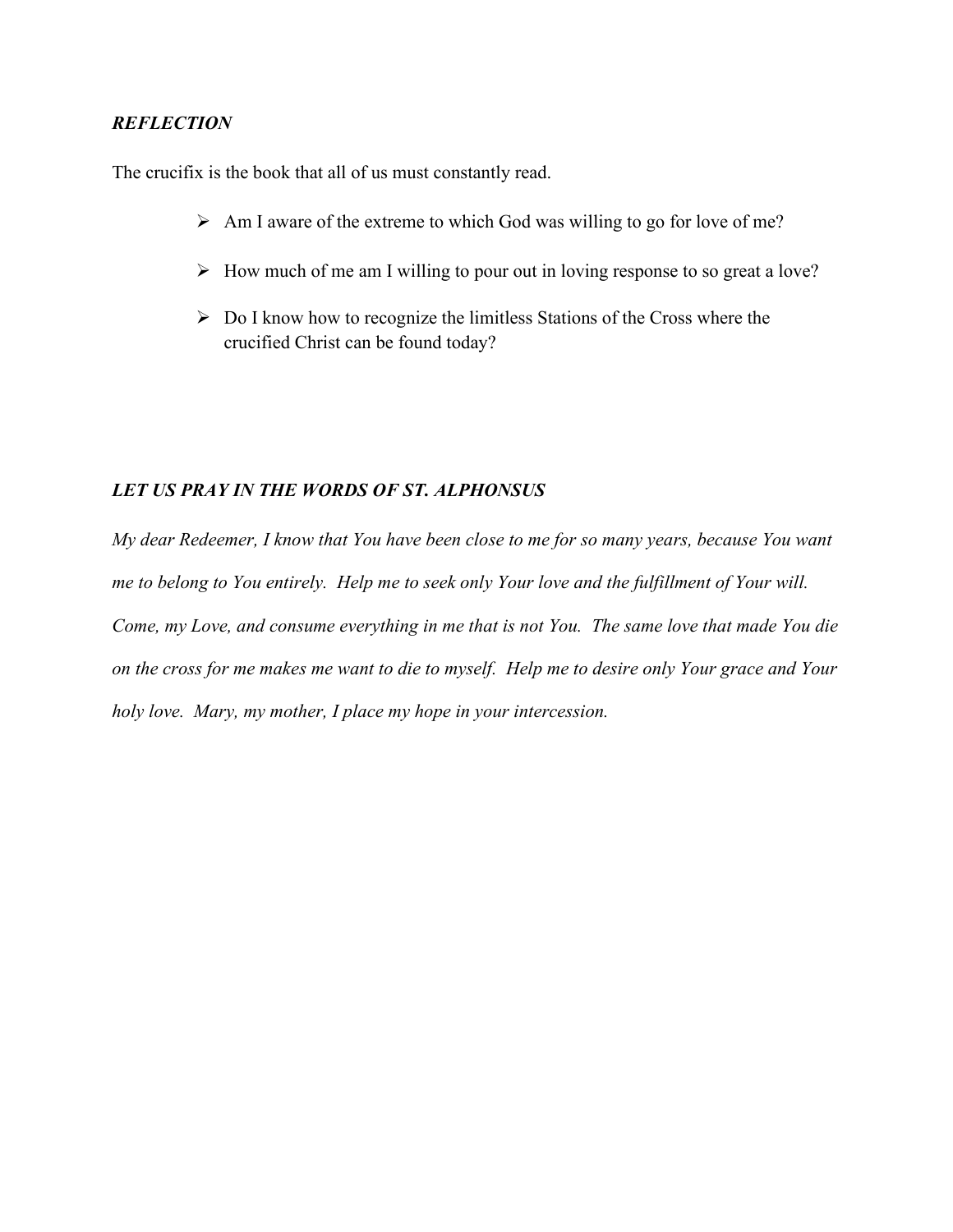***REFLECTION***

The crucifix is the book that all of us must constantly read.

- Am I aware of the extreme to which God was willing to go for love of me?
- How much of me am I willing to pour out in loving response to so great a love?
- Do I know how to recognize the limitless Stations of the Cross where the crucified Christ can be found today?

***LET US PRAY IN THE WORDS OF ST. ALPHONSUS***

*My dear Redeemer, I know that You have been close to me for so many years, because You want me to belong to You entirely. Help me to seek only Your love and the fulfillment of Your will. Come, my Love, and consume everything in me that is not You. The same love that made You die on the cross for me makes me want to die to myself. Help me to desire only Your grace and Your holy love. Mary, my mother, I place my hope in your intercession.*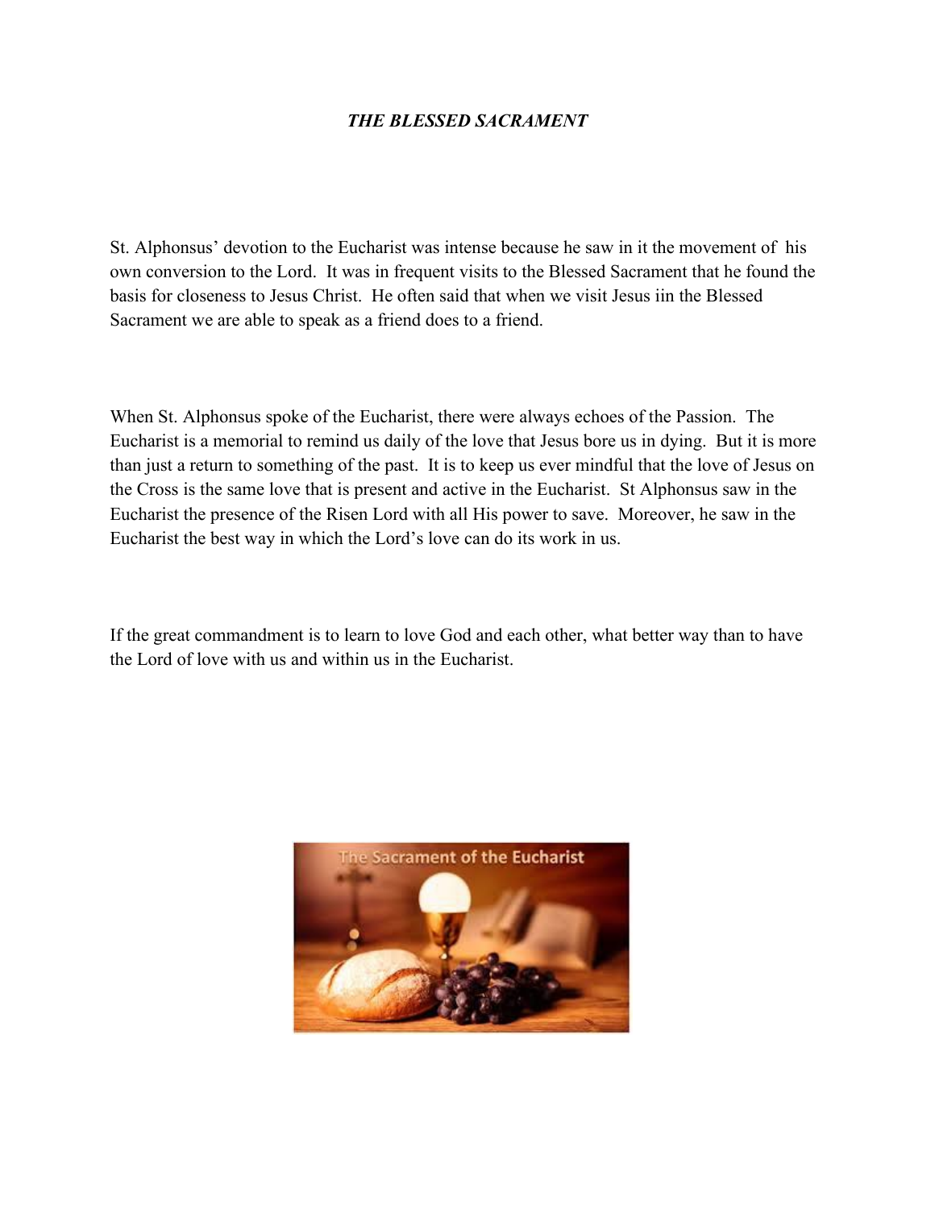***THE BLESSED SACRAMENT***

St. Alphonsus' devotion to the Eucharist was intense because he saw in it the movement of his own conversion to the Lord. It was in frequent visits to the Blessed Sacrament that he found the basis for closeness to Jesus Christ. He often said that when we visit Jesus iin the Blessed Sacrament we are able to speak as a friend does to a friend.

When St. Alphonsus spoke of the Eucharist, there were always echoes of the Passion. The Eucharist is a memorial to remind us daily of the love that Jesus bore us in dying. But it is more than just a return to something of the past. It is to keep us ever mindful that the love of Jesus on the Cross is the same love that is present and active in the Eucharist. St Alphonsus saw in the Eucharist the presence of the Risen Lord with all His power to save. Moreover, he saw in the Eucharist the best way in which the Lord's love can do its work in us.

If the great commandment is to learn to love God and each other, what better way than to have the Lord of love with us and within us in the Eucharist.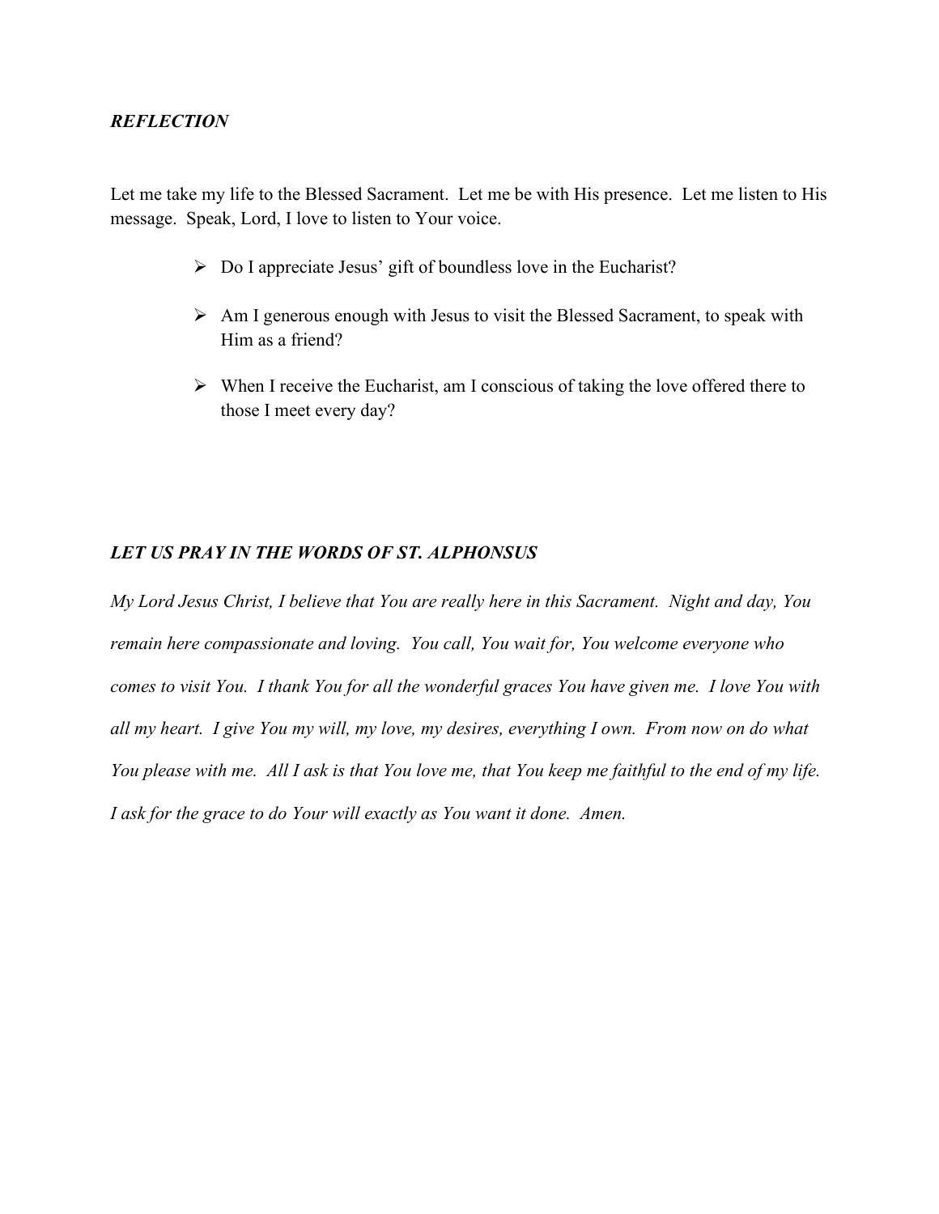***REFLECTION***

Let me take my life to the Blessed Sacrament. Let me be with His presence. Let me listen to His message. Speak, Lord, I love to listen to Your voice.

- Do I appreciate Jesus' gift of boundless love in the Eucharist?
- Am I generous enough with Jesus to visit the Blessed Sacrament, to speak with Him as a friend?
- When I receive the Eucharist, am I conscious of taking the love offered there to those I meet every day?

***LET US PRAY IN THE WORDS OF ST. ALPHONSUS***

*My Lord Jesus Christ, I believe that You are really here in this Sacrament. Night and day, You remain here compassionate and loving. You call, You wait for, You welcome everyone who comes to visit You. I thank You for all the wonderful graces You have given me. I love You with all my heart. I give You my will, my love, my desires, everything I own. From now on do what You please with me. All I ask is that You love me, that You keep me faithful to the end of my life. I ask for the grace to do Your will exactly as You want it done. Amen.*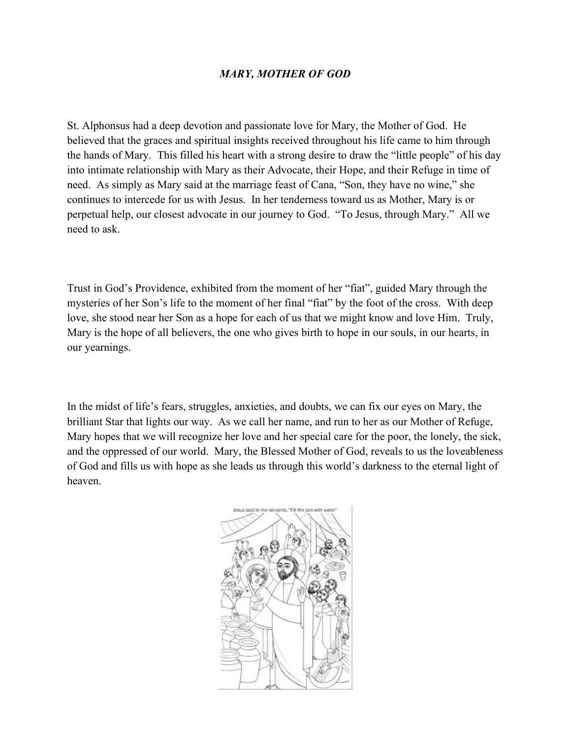***MARY, MOTHER OF GOD***

St. Alphonsus had a deep devotion and passionate love for Mary, the Mother of God. He believed that the graces and spiritual insights received throughout his life came to him through the hands of Mary. This filled his heart with a strong desire to draw the "little people" of his day into intimate relationship with Mary as their Advocate, their Hope, and their Refuge in time of need. As simply as Mary said at the marriage feast of Cana, "Son, they have no wine," she continues to intercede for us with Jesus. In her tenderness toward us as Mother, Mary is or perpetual help, our closest advocate in our journey to God. "To Jesus, through Mary." All we need to ask.

Trust in God's Providence, exhibited from the moment of her "fiat", guided Mary through the mysteries of her Son's life to the moment of her final "fiat" by the foot of the cross. With deep love, she stood near her Son as a hope for each of us that we might know and love Him. Truly, Mary is the hope of all believers, the one who gives birth to hope in our souls, in our hearts, in our yearnings.

In the midst of life's fears, struggles, anxieties, and doubts, we can fix our eyes on Mary, the brilliant Star that lights our way. As we call her name, and run to her as our Mother of Refuge, Mary hopes that we will recognize her love and her special care for the poor, the lonely, the sick, and the oppressed of our world. Mary, the Blessed Mother of God, reveals to us the loveableness of God and fills us with hope as she leads us through this world's darkness to the eternal light of heaven.

Jesus said to the servants, "Fill the jars with water"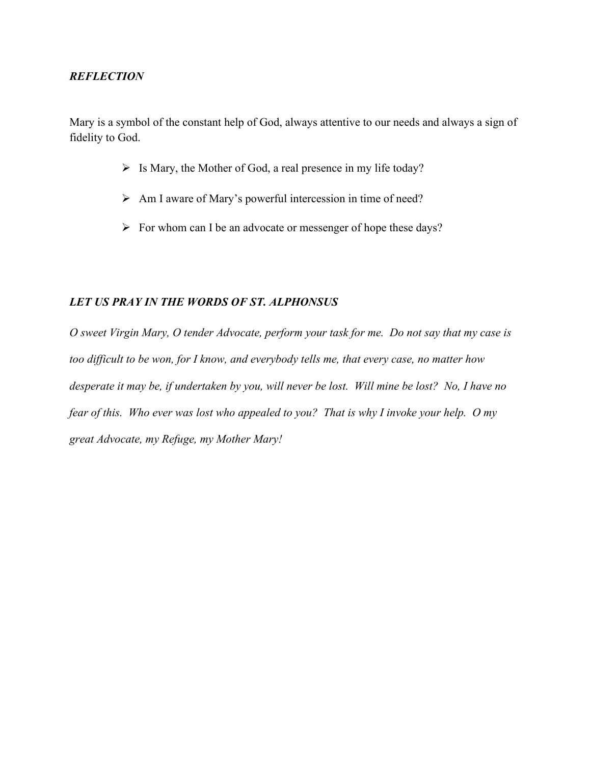### *REFLECTION*

Mary is a symbol of the constant help of God, always attentive to our needs and always a sign of fidelity to God.

- Is Mary, the Mother of God, a real presence in my life today?
- Am I aware of Mary's powerful intercession in time of need?
- For whom can I be an advocate or messenger of hope these days?

### *LET US PRAY IN THE WORDS OF ST. ALPHONSUS*

*O sweet Virgin Mary, O tender Advocate, perform your task for me. Do not say that my case is too difficult to be won, for I know, and everybody tells me, that every case, no matter how desperate it may be, if undertaken by you, will never be lost. Will mine be lost? No, I have no fear of this. Who ever was lost who appealed to you? That is why I invoke your help. O my great Advocate, my Refuge, my Mother Mary!*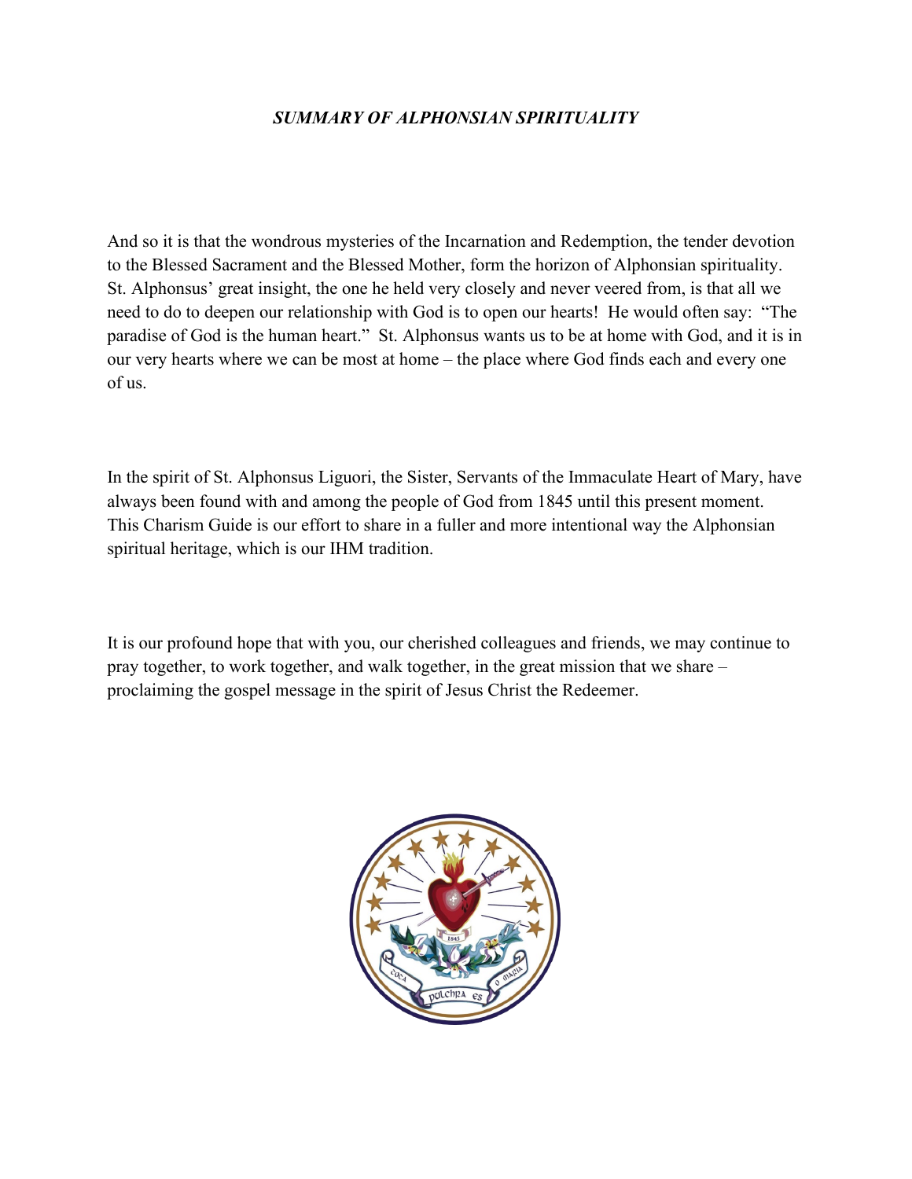***SUMMARY OF ALPHONSIAN SPIRITUALITY***

And so it is that the wondrous mysteries of the Incarnation and Redemption, the tender devotion to the Blessed Sacrament and the Blessed Mother, form the horizon of Alphonsian spirituality. St. Alphonsus' great insight, the one he held very closely and never veered from, is that all we need to do to deepen our relationship with God is to open our hearts! He would often say: "The paradise of God is the human heart." St. Alphonsus wants us to be at home with God, and it is in our very hearts where we can be most at home – the place where God finds each and every one of us.

In the spirit of St. Alphonsus Liguori, the Sister, Servants of the Immaculate Heart of Mary, have always been found with and among the people of God from 1845 until this present moment. This Charism Guide is our effort to share in a fuller and more intentional way the Alphonsian spiritual heritage, which is our IHM tradition.

It is our profound hope that with you, our cherished colleagues and friends, we may continue to pray together, to work together, and walk together, in the great mission that we share – proclaiming the gospel message in the spirit of Jesus Christ the Redeemer.